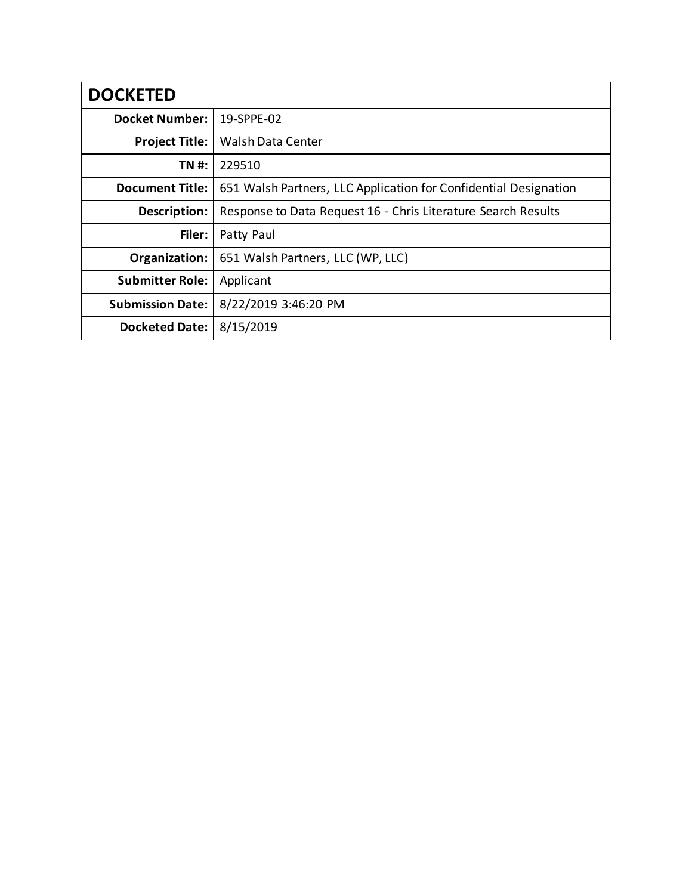| DOCKETED | |
|---|---|
| **Docket Number:** | 19-SPPE-02 |
| **Project Title:** | Walsh Data Center |
| **TN #:** | 229510 |
| **Document Title:** | 651 Walsh Partners, LLC Application for Confidential Designation |
| **Description:** | Response to Data Request 16 - Chris Literature Search Results |
| **Filer:** | Patty Paul |
| **Organization:** | 651 Walsh Partners, LLC (WP, LLC) |
| **Submitter Role:** | Applicant |
| **Submission Date:** | 8/22/2019 3:46:20 PM |
| **Docketed Date:** | 8/15/2019 |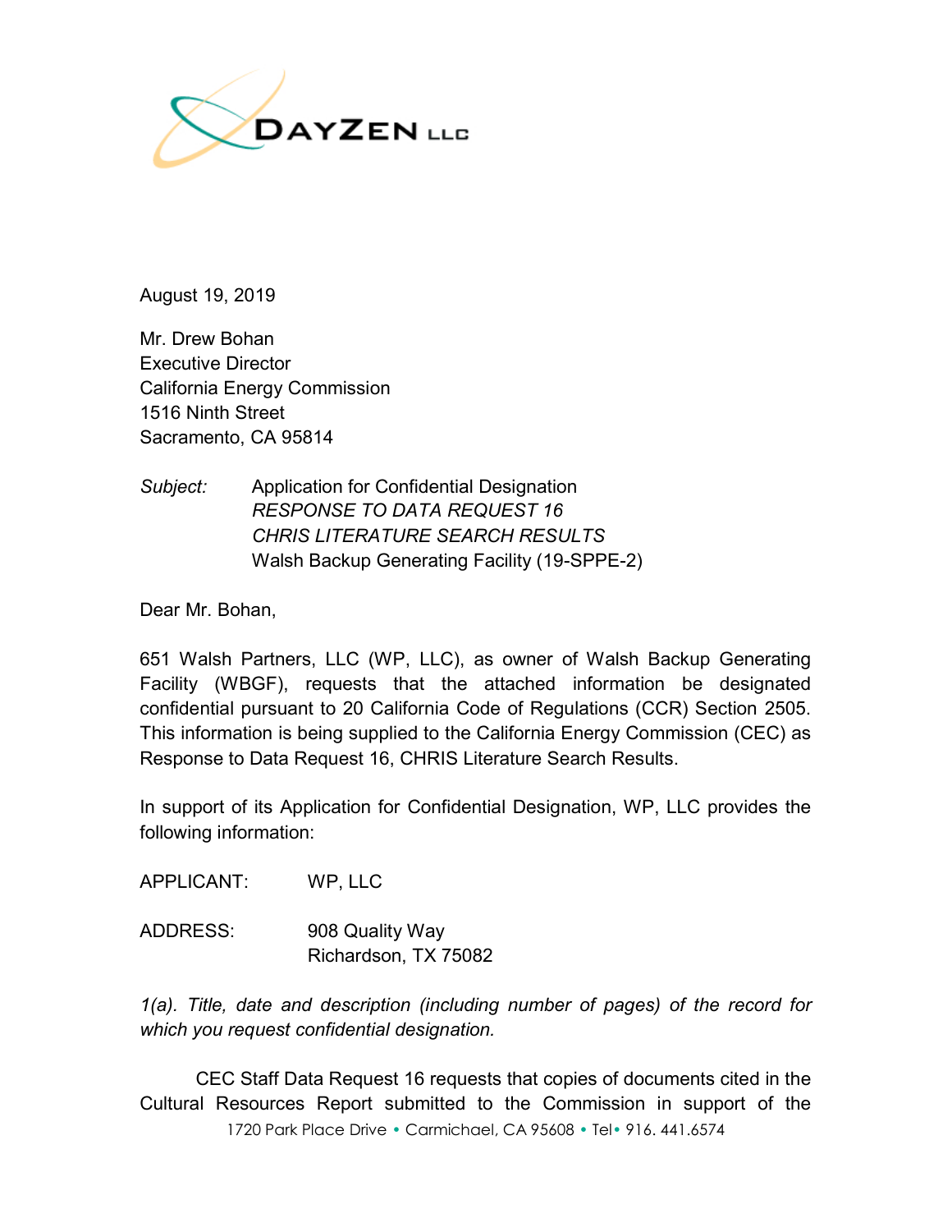August 19, 2019

Mr. Drew Bohan
Executive Director
California Energy Commission
1516 Ninth Street
Sacramento, CA 95814

*Subject:* Application for Confidential Designation
*RESPONSE TO DATA REQUEST 16*
*CHRIS LITERATURE SEARCH RESULTS*
Walsh Backup Generating Facility (19-SPPE-2)

Dear Mr. Bohan,

651 Walsh Partners, LLC (WP, LLC), as owner of Walsh Backup Generating Facility (WBGF), requests that the attached information be designated confidential pursuant to 20 California Code of Regulations (CCR) Section 2505. This information is being supplied to the California Energy Commission (CEC) as Response to Data Request 16, CHRIS Literature Search Results.

In support of its Application for Confidential Designation, WP, LLC provides the following information:

APPLICANT: WP, LLC

ADDRESS: 908 Quality Way
Richardson, TX 75082

*1(a). Title, date and description (including number of pages) of the record for which you request confidential designation.*

CEC Staff Data Request 16 requests that copies of documents cited in the Cultural Resources Report submitted to the Commission in support of the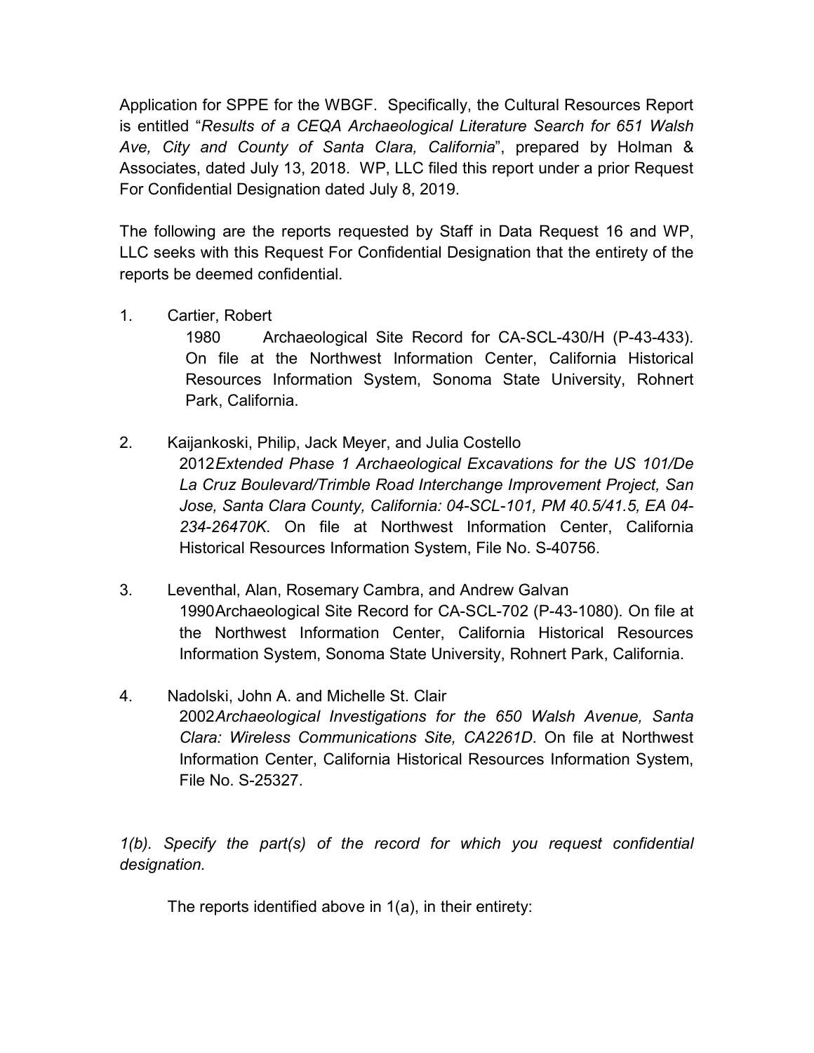Application for SPPE for the WBGF. Specifically, the Cultural Resources Report is entitled "*Results of a CEQA Archaeological Literature Search for 651 Walsh Ave, City and County of Santa Clara, California*", prepared by Holman & Associates, dated July 13, 2018. WP, LLC filed this report under a prior Request For Confidential Designation dated July 8, 2019.

The following are the reports requested by Staff in Data Request 16 and WP, LLC seeks with this Request For Confidential Designation that the entirety of the reports be deemed confidential.

1. Cartier, Robert

   1980 Archaeological Site Record for CA-SCL-430/H (P-43-433). On file at the Northwest Information Center, California Historical Resources Information System, Sonoma State University, Rohnert Park, California.

2. Kaijankoski, Philip, Jack Meyer, and Julia Costello

   2012 *Extended Phase 1 Archaeological Excavations for the US 101/De La Cruz Boulevard/Trimble Road Interchange Improvement Project, San Jose, Santa Clara County, California: 04-SCL-101, PM 40.5/41.5, EA 04-234-26470K*. On file at Northwest Information Center, California Historical Resources Information System, File No. S-40756.

3. Leventhal, Alan, Rosemary Cambra, and Andrew Galvan

   1990 Archaeological Site Record for CA-SCL-702 (P-43-1080). On file at the Northwest Information Center, California Historical Resources Information System, Sonoma State University, Rohnert Park, California.

4. Nadolski, John A. and Michelle St. Clair

   2002 *Archaeological Investigations for the 650 Walsh Avenue, Santa Clara: Wireless Communications Site, CA2261D*. On file at Northwest Information Center, California Historical Resources Information System, File No. S-25327.

*1(b). Specify the part(s) of the record for which you request confidential designation.*

The reports identified above in 1(a), in their entirety: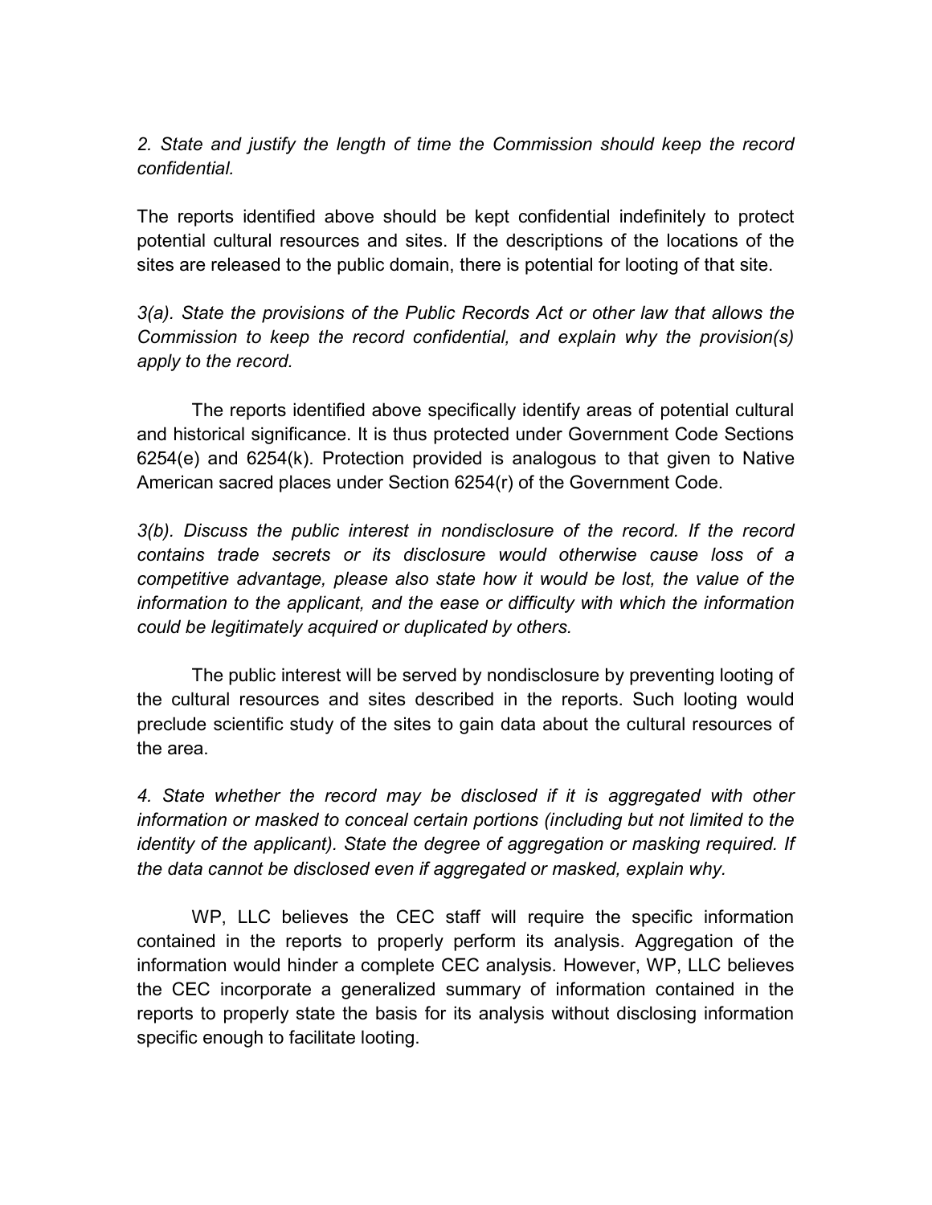*2. State and justify the length of time the Commission should keep the record confidential.*

The reports identified above should be kept confidential indefinitely to protect potential cultural resources and sites. If the descriptions of the locations of the sites are released to the public domain, there is potential for looting of that site.

*3(a). State the provisions of the Public Records Act or other law that allows the Commission to keep the record confidential, and explain why the provision(s) apply to the record.*

The reports identified above specifically identify areas of potential cultural and historical significance. It is thus protected under Government Code Sections 6254(e) and 6254(k). Protection provided is analogous to that given to Native American sacred places under Section 6254(r) of the Government Code.

*3(b). Discuss the public interest in nondisclosure of the record. If the record contains trade secrets or its disclosure would otherwise cause loss of a competitive advantage, please also state how it would be lost, the value of the information to the applicant, and the ease or difficulty with which the information could be legitimately acquired or duplicated by others.*

The public interest will be served by nondisclosure by preventing looting of the cultural resources and sites described in the reports. Such looting would preclude scientific study of the sites to gain data about the cultural resources of the area.

*4. State whether the record may be disclosed if it is aggregated with other information or masked to conceal certain portions (including but not limited to the identity of the applicant). State the degree of aggregation or masking required. If the data cannot be disclosed even if aggregated or masked, explain why.*

WP, LLC believes the CEC staff will require the specific information contained in the reports to properly perform its analysis. Aggregation of the information would hinder a complete CEC analysis. However, WP, LLC believes the CEC incorporate a generalized summary of information contained in the reports to properly state the basis for its analysis without disclosing information specific enough to facilitate looting.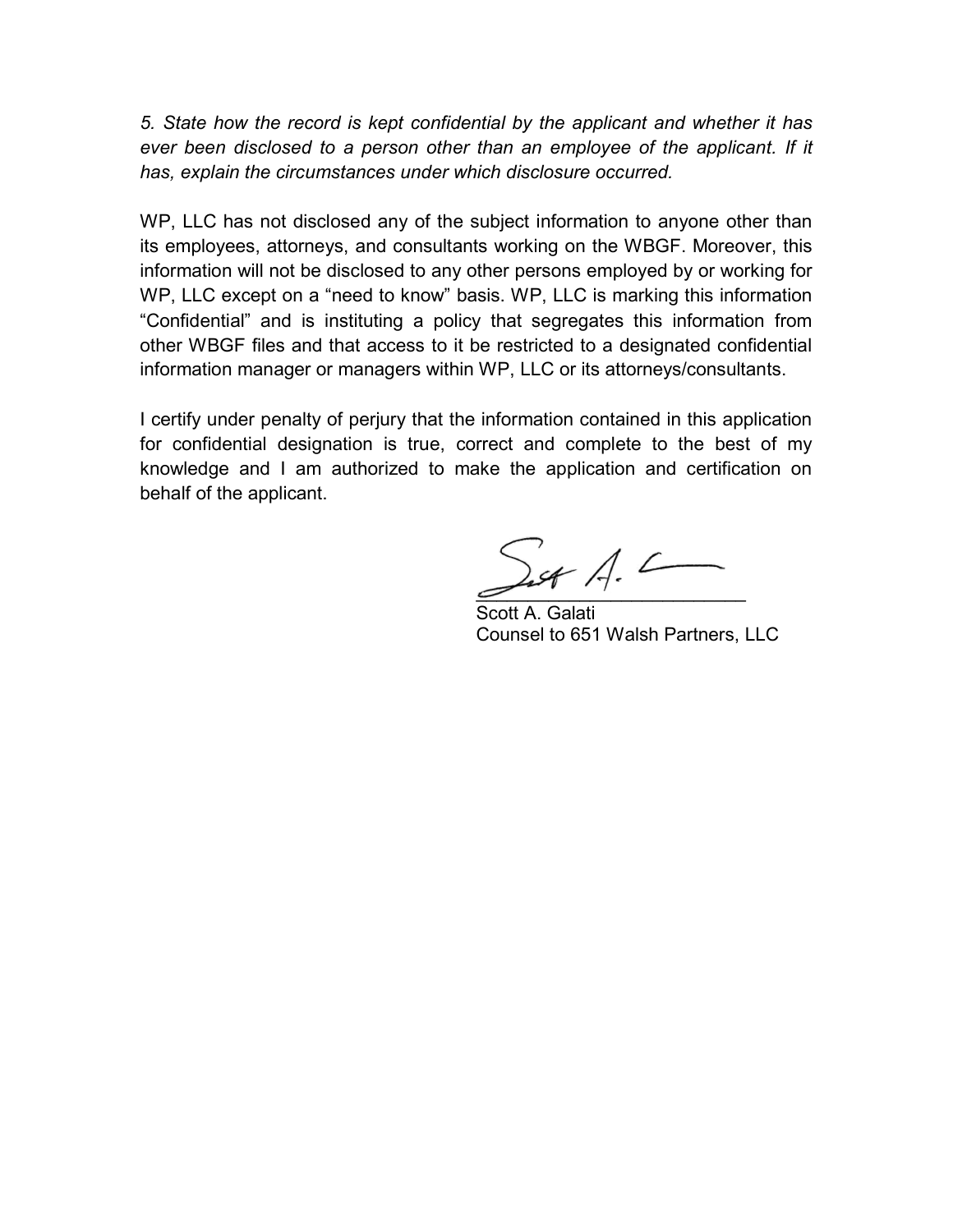*5. State how the record is kept confidential by the applicant and whether it has ever been disclosed to a person other than an employee of the applicant. If it has, explain the circumstances under which disclosure occurred.*

WP, LLC has not disclosed any of the subject information to anyone other than its employees, attorneys, and consultants working on the WBGF. Moreover, this information will not be disclosed to any other persons employed by or working for WP, LLC except on a "need to know" basis. WP, LLC is marking this information "Confidential" and is instituting a policy that segregates this information from other WBGF files and that access to it be restricted to a designated confidential information manager or managers within WP, LLC or its attorneys/consultants.

I certify under penalty of perjury that the information contained in this application for confidential designation is true, correct and complete to the best of my knowledge and I am authorized to make the application and certification on behalf of the applicant.

Scott A. Galati
Counsel to 651 Walsh Partners, LLC